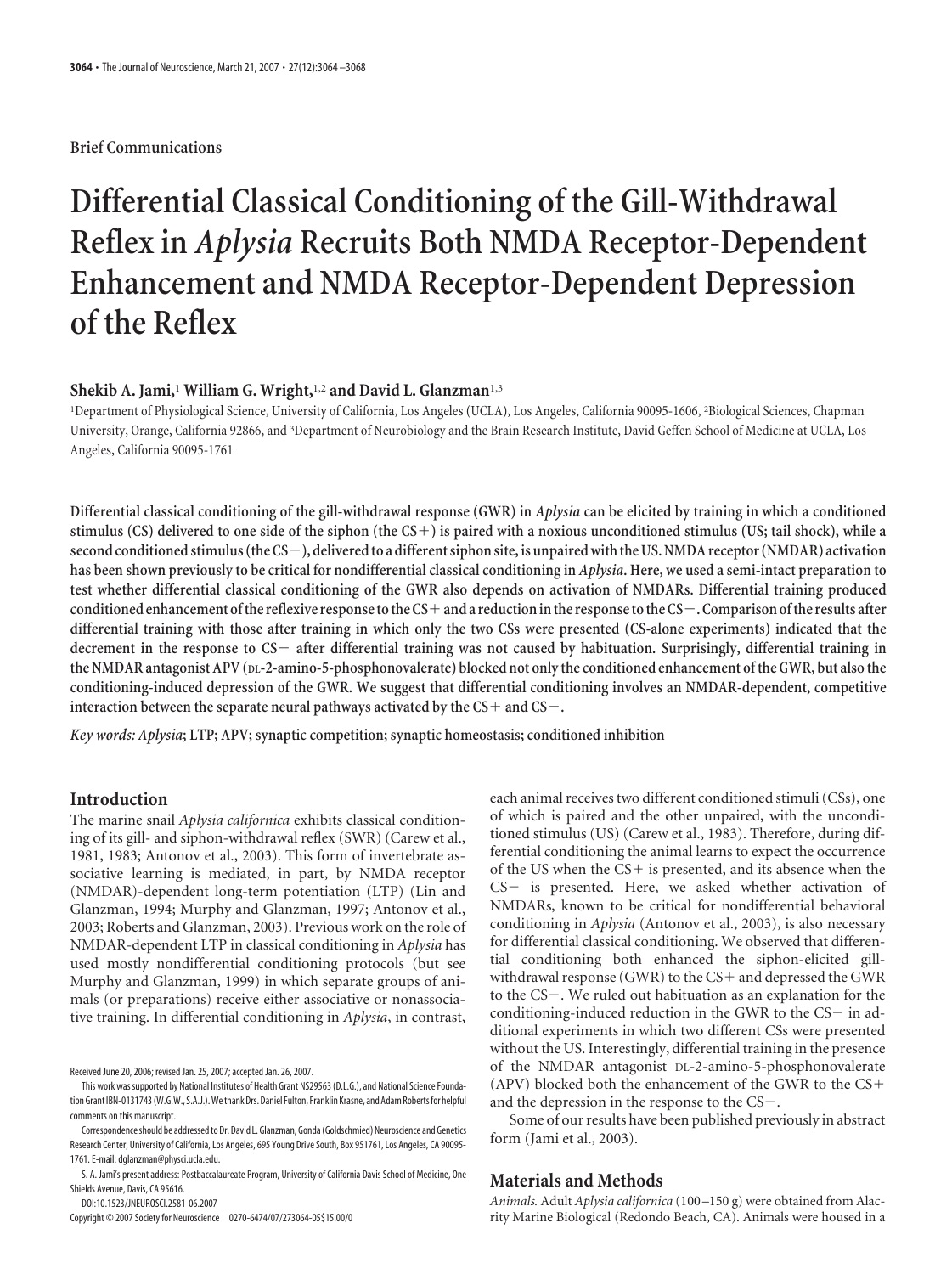Brief Communications

# Differential Classical Conditioning of the Gill-Withdrawal Reflex in *Aplysia* Recruits Both NMDA Receptor-Dependent Enhancement and NMDA Receptor-Dependent Depression of the Reflex

**Shekib A. Jami,[1] William G. Wright,[1,2] and David L. Glanzman[1,3]**

[1]Department of Physiological Science, University of California, Los Angeles (UCLA), Los Angeles, California 90095-1606, [2]Biological Sciences, Chapman University, Orange, California 92866, and [3]Department of Neurobiology and the Brain Research Institute, David Geffen School of Medicine at UCLA, Los Angeles, California 90095-1761

**Differential classical conditioning of the gill-withdrawal response (GWR) in *Aplysia* can be elicited by training in which a conditioned stimulus (CS) delivered to one side of the siphon (the CS+) is paired with a noxious unconditioned stimulus (US; tail shock), while a second conditioned stimulus (the CS−), delivered to a different siphon site, is unpaired with the US. NMDA receptor (NMDAR) activation has been shown previously to be critical for nondifferential classical conditioning in *Aplysia*. Here, we used a semi-intact preparation to test whether differential classical conditioning of the GWR also depends on activation of NMDARs. Differential training produced conditioned enhancement of the reflexive response to the CS+ and a reduction in the response to the CS−. Comparison of the results after differential training with those after training in which only the two CSs were presented (CS-alone experiments) indicated that the decrement in the response to CS− after differential training was not caused by habituation. Surprisingly, differential training in the NMDAR antagonist APV (DL-2-amino-5-phosphonovalerate) blocked not only the conditioned enhancement of the GWR, but also the conditioning-induced depression of the GWR. We suggest that differential conditioning involves an NMDAR-dependent, competitive interaction between the separate neural pathways activated by the CS+ and CS−.**

***Key words:*** ***Aplysia*****; LTP; APV; synaptic competition; synaptic homeostasis; conditioned inhibition**

## Introduction

The marine snail *Aplysia californica* exhibits classical conditioning of its gill- and siphon-withdrawal reflex (SWR) (Carew et al., 1981, 1983; Antonov et al., 2003). This form of invertebrate associative learning is mediated, in part, by NMDA receptor (NMDAR)-dependent long-term potentiation (LTP) (Lin and Glanzman, 1994; Murphy and Glanzman, 1997; Antonov et al., 2003; Roberts and Glanzman, 2003). Previous work on the role of NMDAR-dependent LTP in classical conditioning in *Aplysia* has used mostly nondifferential conditioning protocols (but see Murphy and Glanzman, 1999) in which separate groups of animals (or preparations) receive either associative or nonassociative training. In differential conditioning in *Aplysia*, in contrast, each animal receives two different conditioned stimuli (CSs), one of which is paired and the other unpaired, with the unconditioned stimulus (US) (Carew et al., 1983). Therefore, during differential conditioning the animal learns to expect the occurrence of the US when the CS+ is presented, and its absence when the CS− is presented. Here, we asked whether activation of NMDARs, known to be critical for nondifferential behavioral conditioning in *Aplysia* (Antonov et al., 2003), is also necessary for differential classical conditioning. We observed that differential conditioning both enhanced the siphon-elicited gill-withdrawal response (GWR) to the CS+ and depressed the GWR to the CS−. We ruled out habituation as an explanation for the conditioning-induced reduction in the GWR to the CS− in additional experiments in which two different CSs were presented without the US. Interestingly, differential training in the presence of the NMDAR antagonist DL-2-amino-5-phosphonovalerate (APV) blocked both the enhancement of the GWR to the CS+ and the depression in the response to the CS−.

Some of our results have been published previously in abstract form (Jami et al., 2003).

## Materials and Methods

*Animals.* Adult *Aplysia californica* (100–150 g) were obtained from Alacrity Marine Biological (Redondo Beach, CA). Animals were housed in a

Received June 20, 2006; revised Jan. 25, 2007; accepted Jan. 26, 2007.

This work was supported by National Institutes of Health Grant NS29563 (D.L.G.), and National Science Foundation Grant IBN-0131743 (W.G.W., S.A.J.). We thank Drs. Daniel Fulton, Franklin Krasne, and Adam Roberts for helpful comments on this manuscript.

Correspondence should be addressed to Dr. David L. Glanzman, Gonda (Goldschmied) Neuroscience and Genetics Research Center, University of California, Los Angeles, 695 Young Drive South, Box 951761, Los Angeles, CA 90095-1761. E-mail: dglanzman@physci.ucla.edu.

S. A. Jami's present address: Postbaccalaureate Program, University of California Davis School of Medicine, One Shields Avenue, Davis, CA 95616.

DOI:10.1523/JNEUROSCI.2581-06.2007

Copyright © 2007 Society for Neuroscience 0270-6474/07/273064-05$15.00/0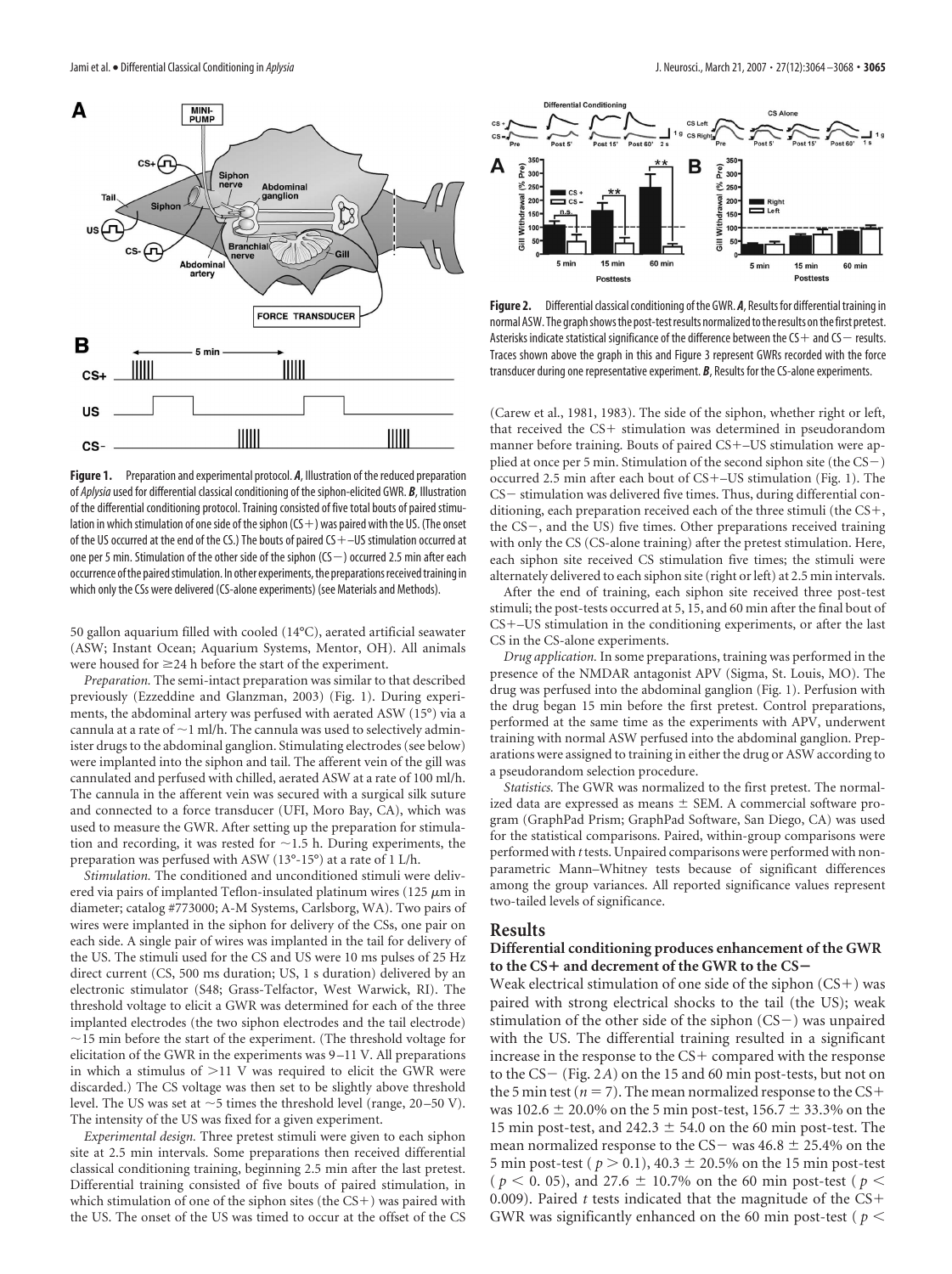**Figure 1.** Preparation and experimental protocol. ***A***, Illustration of the reduced preparation of *Aplysia* used for differential classical conditioning of the siphon-elicited GWR. ***B***, Illustration of the differential conditioning protocol. Training consisted of five total bouts of paired stimulation in which stimulation of one side of the siphon (CS+) was paired with the US. (The onset of the US occurred at the end of the CS.) The bouts of paired CS+–US stimulation occurred at one per 5 min. Stimulation of the other side of the siphon (CS−) occurred 2.5 min after each occurrence of the paired stimulation. In other experiments, the preparations received training in which only the CSs were delivered (CS-alone experiments) (see Materials and Methods).

50 gallon aquarium filled with cooled (14°C), aerated artificial seawater (ASW; Instant Ocean; Aquarium Systems, Mentor, OH). All animals were housed for ≥24 h before the start of the experiment.

*Preparation.* The semi-intact preparation was similar to that described previously (Ezzeddine and Glanzman, 2003) (Fig. 1). During experiments, the abdominal artery was perfused with aerated ASW (15°) via a cannula at a rate of ~1 ml/h. The cannula was used to selectively administer drugs to the abdominal ganglion. Stimulating electrodes (see below) were implanted into the siphon and tail. The afferent vein of the gill was cannulated and perfused with chilled, aerated ASW at a rate of 100 ml/h. The cannula in the afferent vein was secured with a surgical silk suture and connected to a force transducer (UFI, Moro Bay, CA), which was used to measure the GWR. After setting up the preparation for stimulation and recording, it was rested for ~1.5 h. During experiments, the preparation was perfused with ASW (13°-15°) at a rate of 1 L/h.

*Stimulation.* The conditioned and unconditioned stimuli were delivered via pairs of implanted Teflon-insulated platinum wires (125 μm in diameter; catalog #773000; A-M Systems, Carlsborg, WA). Two pairs of wires were implanted in the siphon for delivery of the CSs, one pair on each side. A single pair of wires was implanted in the tail for delivery of the US. The stimuli used for the CS and US were 10 ms pulses of 25 Hz direct current (CS, 500 ms duration; US, 1 s duration) delivered by an electronic stimulator (S48; Grass-Telfactor, West Warwick, RI). The threshold voltage to elicit a GWR was determined for each of the three implanted electrodes (the two siphon electrodes and the tail electrode) ~15 min before the start of the experiment. (The threshold voltage for elicitation of the GWR in the experiments was 9–11 V. All preparations in which a stimulus of >11 V was required to elicit the GWR were discarded.) The CS voltage was then set to be slightly above threshold level. The US was set at ~5 times the threshold level (range, 20–50 V). The intensity of the US was fixed for a given experiment.

*Experimental design.* Three pretest stimuli were given to each siphon site at 2.5 min intervals. Some preparations then received differential classical conditioning training, beginning 2.5 min after the last pretest. Differential training consisted of five bouts of paired stimulation, in which stimulation of one of the siphon sites (the CS+) was paired with the US. The onset of the US was timed to occur at the offset of the CS (Carew et al., 1981, 1983). The side of the siphon, whether right or left, that received the CS+ stimulation was determined in pseudorandom manner before training. Bouts of paired CS+–US stimulation were applied at once per 5 min. Stimulation of the second siphon site (the CS−) occurred 2.5 min after each bout of CS+–US stimulation (Fig. 1). The CS− stimulation was delivered five times. Thus, during differential conditioning, each preparation received each of the three stimuli (the CS+, the CS−, and the US) five times. Other preparations received training with only the CS (CS-alone training) after the pretest stimulation. Here, each siphon site received CS stimulation five times; the stimuli were alternately delivered to each siphon site (right or left) at 2.5 min intervals.

After the end of training, each siphon site received three post-test stimuli; the post-tests occurred at 5, 15, and 60 min after the final bout of CS+–US stimulation in the conditioning experiments, or after the last CS in the CS-alone experiments.

*Drug application.* In some preparations, training was performed in the presence of the NMDAR antagonist APV (Sigma, St. Louis, MO). The drug was perfused into the abdominal ganglion (Fig. 1). Perfusion with the drug began 15 min before the first pretest. Control preparations, performed at the same time as the experiments with APV, underwent training with normal ASW perfused into the abdominal ganglion. Preparations were assigned to training in either the drug or ASW according to a pseudorandom selection procedure.

*Statistics.* The GWR was normalized to the first pretest. The normalized data are expressed as means ± SEM. A commercial software program (GraphPad Prism; GraphPad Software, San Diego, CA) was used for the statistical comparisons. Paired, within-group comparisons were performed with *t* tests. Unpaired comparisons were performed with nonparametric Mann–Whitney tests because of significant differences among the group variances. All reported significance values represent two-tailed levels of significance.

**Figure 2.** Differential classical conditioning of the GWR. ***A***, Results for differential training in normal ASW. The graph shows the post-test results normalized to the results on the first pretest. Asterisks indicate statistical significance of the difference between the CS+ and CS− results. Traces shown above the graph in this and Figure 3 represent GWRs recorded with the force transducer during one representative experiment. ***B***, Results for the CS-alone experiments.

## Results

### Differential conditioning produces enhancement of the GWR to the CS+ and decrement of the GWR to the CS−

Weak electrical stimulation of one side of the siphon (CS+) was paired with strong electrical shocks to the tail (the US); weak stimulation of the other side of the siphon (CS−) was unpaired with the US. The differential training resulted in a significant increase in the response to the CS+ compared with the response to the CS− (Fig. 2*A*) on the 15 and 60 min post-tests, but not on the 5 min test ($n = 7$). The mean normalized response to the CS+ was 102.6 ± 20.0% on the 5 min post-test, 156.7 ± 33.3% on the 15 min post-test, and 242.3 ± 54.0 on the 60 min post-test. The mean normalized response to the CS− was 46.8 ± 25.4% on the 5 min post-test ($p > 0.1$), 40.3 ± 20.5% on the 15 min post-test ($p < 0.05$), and 27.6 ± 10.7% on the 60 min post-test ($p < 0.009$). Paired *t* tests indicated that the magnitude of the CS+ GWR was significantly enhanced on the 60 min post-test ($p <$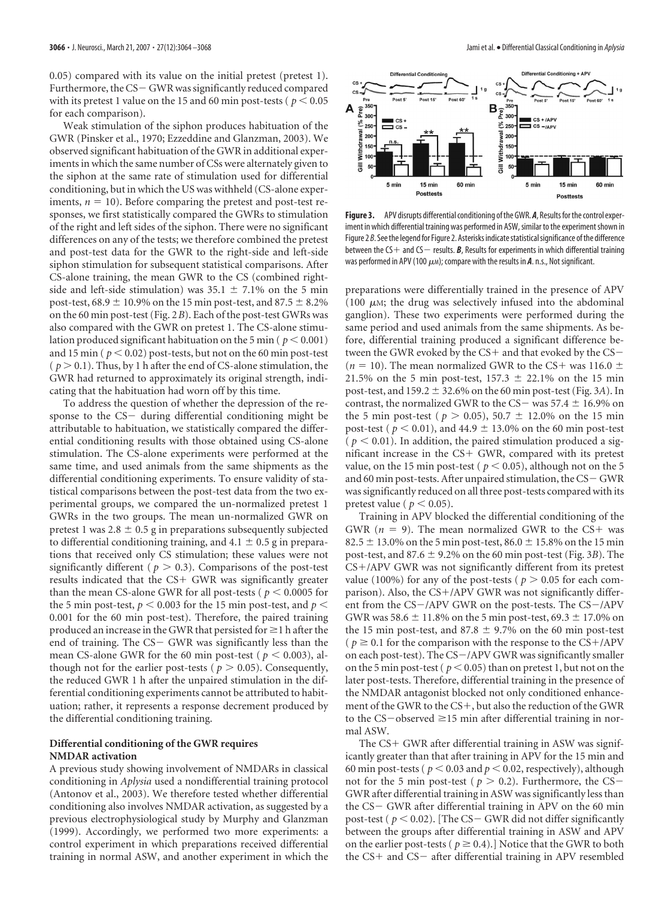0.05) compared with its value on the initial pretest (pretest 1). Furthermore, the CS− GWR was significantly reduced compared with its pretest 1 value on the 15 and 60 min post-tests ($p < 0.05$ for each comparison).

Weak stimulation of the siphon produces habituation of the GWR (Pinsker et al., 1970; Ezzeddine and Glanzman, 2003). We observed significant habituation of the GWR in additional experiments in which the same number of CSs were alternately given to the siphon at the same rate of stimulation used for differential conditioning, but in which the US was withheld (CS-alone experiments, $n = 10$). Before comparing the pretest and post-test responses, we first statistically compared the GWRs to stimulation of the right and left sides of the siphon. There were no significant differences on any of the tests; we therefore combined the pretest and post-test data for the GWR to the right-side and left-side siphon stimulation for subsequent statistical comparisons. After CS-alone training, the mean GWR to the CS (combined right-side and left-side stimulation) was 35.1 ± 7.1% on the 5 min post-test, 68.9 ± 10.9% on the 15 min post-test, and 87.5 ± 8.2% on the 60 min post-test (Fig. 2*B*). Each of the post-test GWRs was also compared with the GWR on pretest 1. The CS-alone stimulation produced significant habituation on the 5 min ($p < 0.001$) and 15 min ($p < 0.02$) post-tests, but not on the 60 min post-test ($p > 0.1$). Thus, by 1 h after the end of CS-alone stimulation, the GWR had returned to approximately its original strength, indicating that the habituation had worn off by this time.

To address the question of whether the depression of the response to the CS− during differential conditioning might be attributable to habituation, we statistically compared the differential conditioning results with those obtained using CS-alone stimulation. The CS-alone experiments were performed at the same time, and used animals from the same shipments as the differential conditioning experiments. To ensure validity of statistical comparisons between the post-test data from the two experimental groups, we compared the un-normalized pretest 1 GWRs in the two groups. The mean un-normalized GWR on pretest 1 was 2.8 ± 0.5 g in preparations subsequently subjected to differential conditioning training, and 4.1 ± 0.5 g in preparations that received only CS stimulation; these values were not significantly different ($p > 0.3$). Comparisons of the post-test results indicated that the CS+ GWR was significantly greater than the mean CS-alone GWR for all post-tests ($p < 0.0005$ for the 5 min post-test, $p < 0.003$ for the 15 min post-test, and $p < 0.001$ for the 60 min post-test). Therefore, the paired training produced an increase in the GWR that persisted for ≥1 h after the end of training. The CS− GWR was significantly less than the mean CS-alone GWR for the 60 min post-test ($p < 0.003$), although not for the earlier post-tests ($p > 0.05$). Consequently, the reduced GWR 1 h after the unpaired stimulation in the differential conditioning experiments cannot be attributed to habituation; rather, it represents a response decrement produced by the differential conditioning training.

### Differential conditioning of the GWR requires NMDAR activation

A previous study showing involvement of NMDARs in classical conditioning in *Aplysia* used a nondifferential training protocol (Antonov et al., 2003). We therefore tested whether differential conditioning also involves NMDAR activation, as suggested by a previous electrophysiological study by Murphy and Glanzman (1999). Accordingly, we performed two more experiments: a control experiment in which preparations received differential training in normal ASW, and another experiment in which the preparations were differentially trained in the presence of APV (100 μM; the drug was selectively infused into the abdominal ganglion). These two experiments were performed during the same period and used animals from the same shipments. As before, differential training produced a significant difference between the GWR evoked by the CS+ and that evoked by the CS− ($n = 10$). The mean normalized GWR to the CS+ was 116.0 ± 21.5% on the 5 min post-test, 157.3 ± 22.1% on the 15 min post-test, and 159.2 ± 32.6% on the 60 min post-test (Fig. 3*A*). In contrast, the normalized GWR to the CS− was 57.4 ± 16.9% on the 5 min post-test ($p > 0.05$), 50.7 ± 12.0% on the 15 min post-test ($p < 0.01$), and 44.9 ± 13.0% on the 60 min post-test ($p < 0.01$). In addition, the paired stimulation produced a significant increase in the CS+ GWR, compared with its pretest value, on the 15 min post-test ($p < 0.05$), although not on the 5 and 60 min post-tests. After unpaired stimulation, the CS− GWR was significantly reduced on all three post-tests compared with its pretest value ($p < 0.05$).

Training in APV blocked the differential conditioning of the GWR ($n = 9$). The mean normalized GWR to the CS+ was 82.5 ± 13.0% on the 5 min post-test, 86.0 ± 15.8% on the 15 min post-test, and 87.6 ± 9.2% on the 60 min post-test (Fig. 3*B*). The CS+/APV GWR was not significantly different from its pretest value (100%) for any of the post-tests ($p > 0.05$ for each comparison). Also, the CS+/APV GWR was not significantly different from the CS−/APV GWR on the post-tests. The CS−/APV GWR was 58.6 ± 11.8% on the 5 min post-test, 69.3 ± 17.0% on the 15 min post-test, and 87.8 ± 9.7% on the 60 min post-test ($p \geq 0.1$ for the comparison with the response to the CS+/APV on each post-test). The CS−/APV GWR was significantly smaller on the 5 min post-test ($p < 0.05$) than on pretest 1, but not on the later post-tests. Therefore, differential training in the presence of the NMDAR antagonist blocked not only conditioned enhancement of the GWR to the CS+, but also the reduction of the GWR to the CS−observed ≥15 min after differential training in normal ASW.

The CS+ GWR after differential training in ASW was significantly greater than that after training in APV for the 15 min and 60 min post-tests ($p < 0.03$ and $p < 0.02$, respectively), although not for the 5 min post-test ($p > 0.2$). Furthermore, the CS− GWR after differential training in ASW was significantly less than the CS− GWR after differential training in APV on the 60 min post-test ($p < 0.02$). [The CS− GWR did not differ significantly between the groups after differential training in ASW and APV on the earlier post-tests ($p \geq 0.4$).] Notice that the GWR to both the CS+ and CS− after differential training in APV resembled

**Figure 3.** APV disrupts differential conditioning of the GWR. ***A***, Results for the control experiment in which differential training was performed in ASW, similar to the experiment shown in Figure 2*B*. See the legend for Figure 2. Asterisks indicate statistical significance of the difference between the CS+ and CS− results. ***B***, Results for experiments in which differential training was performed in APV (100 μM); compare with the results in ***A***. n.s., Not significant.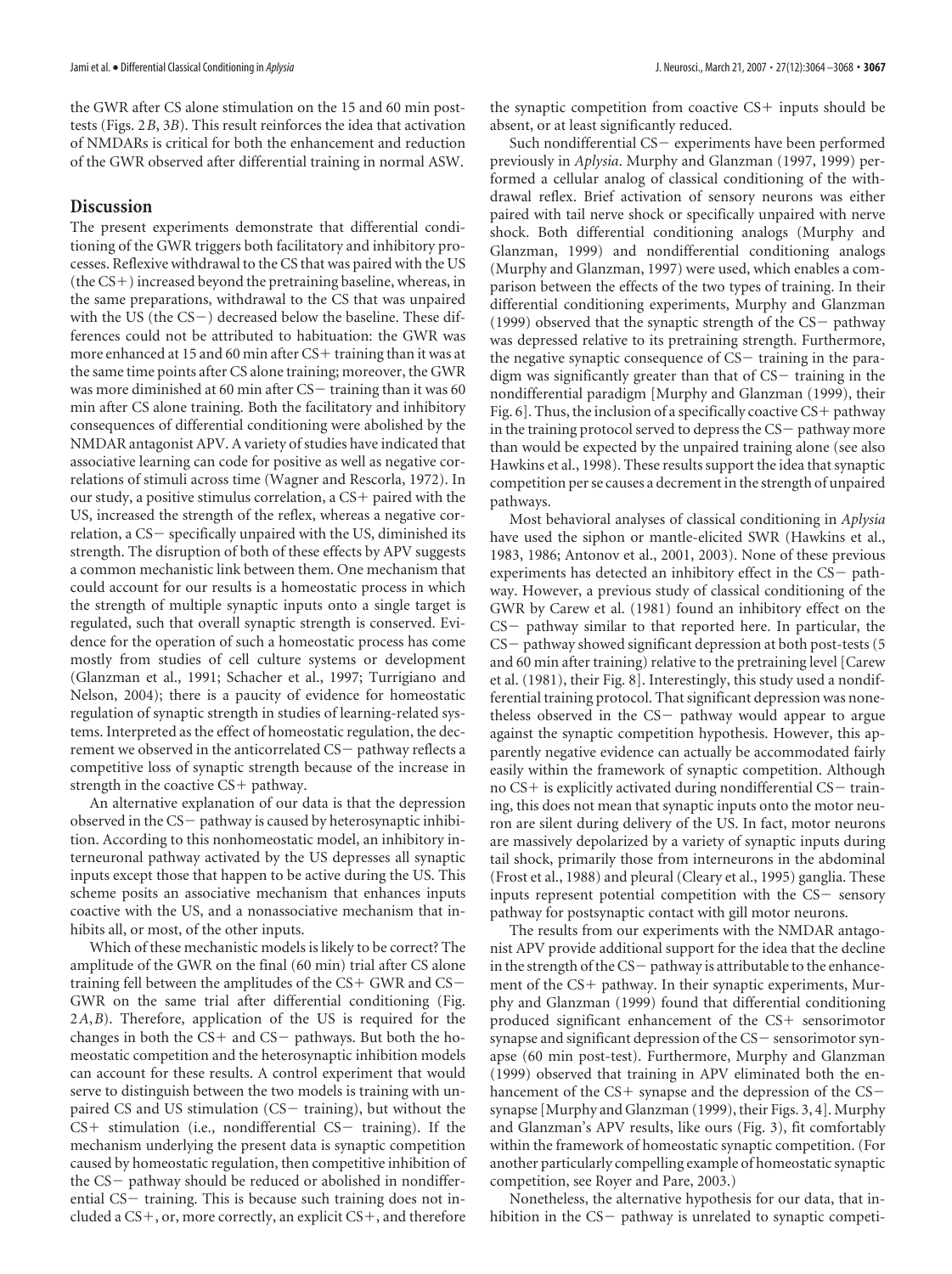the GWR after CS alone stimulation on the 15 and 60 min posttests (Figs. 2*B*, 3*B*). This result reinforces the idea that activation of NMDARs is critical for both the enhancement and reduction of the GWR observed after differential training in normal ASW.

## Discussion

The present experiments demonstrate that differential conditioning of the GWR triggers both facilitatory and inhibitory processes. Reflexive withdrawal to the CS that was paired with the US (the CS+) increased beyond the pretraining baseline, whereas, in the same preparations, withdrawal to the CS that was unpaired with the US (the CS−) decreased below the baseline. These differences could not be attributed to habituation: the GWR was more enhanced at 15 and 60 min after CS+ training than it was at the same time points after CS alone training; moreover, the GWR was more diminished at 60 min after CS− training than it was 60 min after CS alone training. Both the facilitatory and inhibitory consequences of differential conditioning were abolished by the NMDAR antagonist APV. A variety of studies have indicated that associative learning can code for positive as well as negative correlations of stimuli across time (Wagner and Rescorla, 1972). In our study, a positive stimulus correlation, a CS+ paired with the US, increased the strength of the reflex, whereas a negative correlation, a CS− specifically unpaired with the US, diminished its strength. The disruption of both of these effects by APV suggests a common mechanistic link between them. One mechanism that could account for our results is a homeostatic process in which the strength of multiple synaptic inputs onto a single target is regulated, such that overall synaptic strength is conserved. Evidence for the operation of such a homeostatic process has come mostly from studies of cell culture systems or development (Glanzman et al., 1991; Schacher et al., 1997; Turrigiano and Nelson, 2004); there is a paucity of evidence for homeostatic regulation of synaptic strength in studies of learning-related systems. Interpreted as the effect of homeostatic regulation, the decrement we observed in the anticorrelated CS− pathway reflects a competitive loss of synaptic strength because of the increase in strength in the coactive CS+ pathway.

An alternative explanation of our data is that the depression observed in the CS− pathway is caused by heterosynaptic inhibition. According to this nonhomeostatic model, an inhibitory interneuronal pathway activated by the US depresses all synaptic inputs except those that happen to be active during the US. This scheme posits an associative mechanism that enhances inputs coactive with the US, and a nonassociative mechanism that inhibits all, or most, of the other inputs.

Which of these mechanistic models is likely to be correct? The amplitude of the GWR on the final (60 min) trial after CS alone training fell between the amplitudes of the CS+ GWR and CS− GWR on the same trial after differential conditioning (Fig. 2*A*,*B*). Therefore, application of the US is required for the changes in both the CS+ and CS− pathways. But both the homeostatic competition and the heterosynaptic inhibition models can account for these results. A control experiment that would serve to distinguish between the two models is training with unpaired CS and US stimulation (CS− training), but without the CS+ stimulation (i.e., nondifferential CS− training). If the mechanism underlying the present data is synaptic competition caused by homeostatic regulation, then competitive inhibition of the CS− pathway should be reduced or abolished in nondifferential CS− training. This is because such training does not included a CS+, or, more correctly, an explicit CS+, and therefore the synaptic competition from coactive CS+ inputs should be absent, or at least significantly reduced.

Such nondifferential CS− experiments have been performed previously in *Aplysia*. Murphy and Glanzman (1997, 1999) performed a cellular analog of classical conditioning of the withdrawal reflex. Brief activation of sensory neurons was either paired with tail nerve shock or specifically unpaired with nerve shock. Both differential conditioning analogs (Murphy and Glanzman, 1999) and nondifferential conditioning analogs (Murphy and Glanzman, 1997) were used, which enables a comparison between the effects of the two types of training. In their differential conditioning experiments, Murphy and Glanzman (1999) observed that the synaptic strength of the CS− pathway was depressed relative to its pretraining strength. Furthermore, the negative synaptic consequence of CS− training in the paradigm was significantly greater than that of CS− training in the nondifferential paradigm [Murphy and Glanzman (1999), their Fig. 6]. Thus, the inclusion of a specifically coactive CS+ pathway in the training protocol served to depress the CS− pathway more than would be expected by the unpaired training alone (see also Hawkins et al., 1998). These results support the idea that synaptic competition per se causes a decrement in the strength of unpaired pathways.

Most behavioral analyses of classical conditioning in *Aplysia* have used the siphon or mantle-elicited SWR (Hawkins et al., 1983, 1986; Antonov et al., 2001, 2003). None of these previous experiments has detected an inhibitory effect in the CS− pathway. However, a previous study of classical conditioning of the GWR by Carew et al. (1981) found an inhibitory effect on the CS− pathway similar to that reported here. In particular, the CS− pathway showed significant depression at both post-tests (5 and 60 min after training) relative to the pretraining level [Carew et al. (1981), their Fig. 8]. Interestingly, this study used a nondifferential training protocol. That significant depression was nonetheless observed in the CS− pathway would appear to argue against the synaptic competition hypothesis. However, this apparently negative evidence can actually be accommodated fairly easily within the framework of synaptic competition. Although no CS+ is explicitly activated during nondifferential CS− training, this does not mean that synaptic inputs onto the motor neuron are silent during delivery of the US. In fact, motor neurons are massively depolarized by a variety of synaptic inputs during tail shock, primarily those from interneurons in the abdominal (Frost et al., 1988) and pleural (Cleary et al., 1995) ganglia. These inputs represent potential competition with the CS− sensory pathway for postsynaptic contact with gill motor neurons.

The results from our experiments with the NMDAR antagonist APV provide additional support for the idea that the decline in the strength of the CS− pathway is attributable to the enhancement of the CS+ pathway. In their synaptic experiments, Murphy and Glanzman (1999) found that differential conditioning produced significant enhancement of the CS+ sensorimotor synapse and significant depression of the CS− sensorimotor synapse (60 min post-test). Furthermore, Murphy and Glanzman (1999) observed that training in APV eliminated both the enhancement of the CS+ synapse and the depression of the CS− synapse [Murphy and Glanzman (1999), their Figs. 3, 4]. Murphy and Glanzman's APV results, like ours (Fig. 3), fit comfortably within the framework of homeostatic synaptic competition. (For another particularly compelling example of homeostatic synaptic competition, see Royer and Pare, 2003.)

Nonetheless, the alternative hypothesis for our data, that inhibition in the CS− pathway is unrelated to synaptic competi-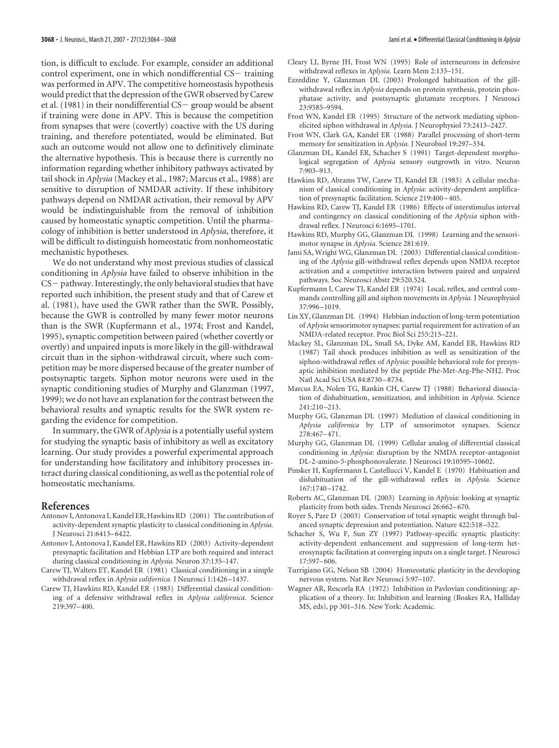tion, is difficult to exclude. For example, consider an additional control experiment, one in which nondifferential CS− training was performed in APV. The competitive homeostasis hypothesis would predict that the depression of the GWR observed by Carew et al. (1981) in their nondifferential CS− group would be absent if training were done in APV. This is because the competition from synapses that were (covertly) coactive with the US during training, and therefore potentiated, would be eliminated. But such an outcome would not allow one to definitively eliminate the alternative hypothesis. This is because there is currently no information regarding whether inhibitory pathways activated by tail shock in *Aplysia* (Mackey et al., 1987; Marcus et al., 1988) are sensitive to disruption of NMDAR activity. If these inhibitory pathways depend on NMDAR activation, their removal by APV would be indistinguishable from the removal of inhibition caused by homeostatic synaptic competition. Until the pharmacology of inhibition is better understood in *Aplysia*, therefore, it will be difficult to distinguish homeostatic from nonhomeostatic mechanistic hypotheses.

We do not understand why most previous studies of classical conditioning in *Aplysia* have failed to observe inhibition in the CS− pathway. Interestingly, the only behavioral studies that have reported such inhibition, the present study and that of Carew et al. (1981), have used the GWR rather than the SWR. Possibly, because the GWR is controlled by many fewer motor neurons than is the SWR (Kupfermann et al., 1974; Frost and Kandel, 1995), synaptic competition between paired (whether covertly or overtly) and unpaired inputs is more likely in the gill-withdrawal circuit than in the siphon-withdrawal circuit, where such competition may be more dispersed because of the greater number of postsynaptic targets. Siphon motor neurons were used in the synaptic conditioning studies of Murphy and Glanzman (1997, 1999); we do not have an explanation for the contrast between the behavioral results and synaptic results for the SWR system regarding the evidence for competition.

In summary, the GWR of *Aplysia* is a potentially useful system for studying the synaptic basis of inhibitory as well as excitatory learning. Our study provides a powerful experimental approach for understanding how facilitatory and inhibitory processes interact during classical conditioning, as well as the potential role of homeostatic mechanisms.

## References

Antonov I, Antonova I, Kandel ER, Hawkins RD (2001) The contribution of activity-dependent synaptic plasticity to classical conditioning in *Aplysia.* J Neurosci 21:6413–6422.

Antonov I, Antonova I, Kandel ER, Hawkins RD (2003) Activity-dependent presynaptic facilitation and Hebbian LTP are both required and interact during classical conditioning in *Aplysia.* Neuron 37:135–147.

Carew TJ, Walters ET, Kandel ER (1981) Classical conditioning in a simple withdrawal reflex in *Aplysia californica.* J Neurosci 1:1426–1437.

Carew TJ, Hawkins RD, Kandel ER (1983) Differential classical conditioning of a defensive withdrawal reflex in *Aplysia californica.* Science 219:397–400.

Cleary LJ, Byrne JH, Frost WN (1995) Role of interneurons in defensive withdrawal reflexes in *Aplysia.* Learn Mem 2:133–151.

Ezzeddine Y, Glanzman DL (2003) Prolonged habituation of the gill-withdrawal reflex in *Aplysia* depends on protein synthesis, protein phosphatase activity, and postsynaptic glutamate receptors. J Neurosci 23:9585–9594.

Frost WN, Kandel ER (1995) Structure of the network mediating siphon-elicited siphon withdrawal in *Aplysia.* J Neurophysiol 73:2413–2427.

Frost WN, Clark GA, Kandel ER (1988) Parallel processing of short-term memory for sensitization in *Aplysia.* J Neurobiol 19:297–334.

Glanzman DL, Kandel ER, Schacher S (1991) Target-dependent morphological segregation of *Aplysia* sensory outgrowth in vitro. Neuron 7:903–913.

Hawkins RD, Abrams TW, Carew TJ, Kandel ER (1983) A cellular mechanism of classical conditioning in *Aplysia*: activity-dependent amplification of presynaptic facilitation. Science 219:400–405.

Hawkins RD, Carew TJ, Kandel ER (1986) Effects of interstimulus interval and contingency on classical conditioning of the *Aplysia* siphon withdrawal reflex. J Neurosci 6:1695–1701.

Hawkins RD, Murphy GG, Glanzman DL (1998) Learning and the sensorimotor synapse in *Aplysia.* Science 281:619.

Jami SA, Wright WG, Glanzman DL (2003) Differential classical conditioning of the *Aplysia* gill-withdrawal reflex depends upon NMDA receptor activation and a competitive interaction between paired and unpaired pathways. Soc Neurosci Abstr 29:520.524.

Kupfermann I, Carew TJ, Kandel ER (1974) Local, reflex, and central commands controlling gill and siphon movements in *Aplysia.* J Neurophysiol 37:996–1019.

Lin XY, Glanzman DL (1994) Hebbian induction of long-term potentiation of *Aplysia* sensorimotor synapses: partial requirement for activation of an NMDA-related receptor. Proc Biol Sci 255:215–221.

Mackey SL, Glanzman DL, Small SA, Dyke AM, Kandel ER, Hawkins RD (1987) Tail shock produces inhibition as well as sensitization of the siphon-withdrawal reflex of *Aplysia*: possible behavioral role for presynaptic inhibition mediated by the peptide Phe-Met-Arg-Phe-NH2. Proc Natl Acad Sci USA 84:8730–8734.

Marcus EA, Nolen TG, Rankin CH, Carew TJ (1988) Behavioral dissociation of dishabituation, sensitization, and inhibition in *Aplysia.* Science 241:210–213.

Murphy GG, Glanzman DL (1997) Mediation of classical conditioning in *Aplysia californica* by LTP of sensorimotor synapses. Science 278:467–471.

Murphy GG, Glanzman DL (1999) Cellular analog of differential classical conditioning in *Aplysia*: disruption by the NMDA receptor-antagonist DL-2-amino-5-phosphonovalerate. J Neurosci 19:10595–10602.

Pinsker H, Kupfermann I, Castellucci V, Kandel E (1970) Habituation and dishabituation of the gill-withdrawal reflex in *Aplysia.* Science 167:1740–1742.

Roberts AC, Glanzman DL (2003) Learning in *Aplysia*: looking at synaptic plasticity from both sides. Trends Neurosci 26:662–670.

Royer S, Pare D (2003) Conservation of total synaptic weight through balanced synaptic depression and potentiation. Nature 422:518–522.

Schacher S, Wu F, Sun ZY (1997) Pathway-specific synaptic plasticity: activity-dependent enhancement and suppression of long-term heterosynaptic facilitation at converging inputs on a single target. J Neurosci 17:597–606.

Turrigiano GG, Nelson SB (2004) Homeostatic plasticity in the developing nervous system. Nat Rev Neurosci 5:97–107.

Wagner AR, Rescorla RA (1972) Inhibition in Pavlovian conditioning: application of a theory. In: Inhibition and learning (Boakes RA, Halliday MS, eds), pp 301–316. New York: Academic.